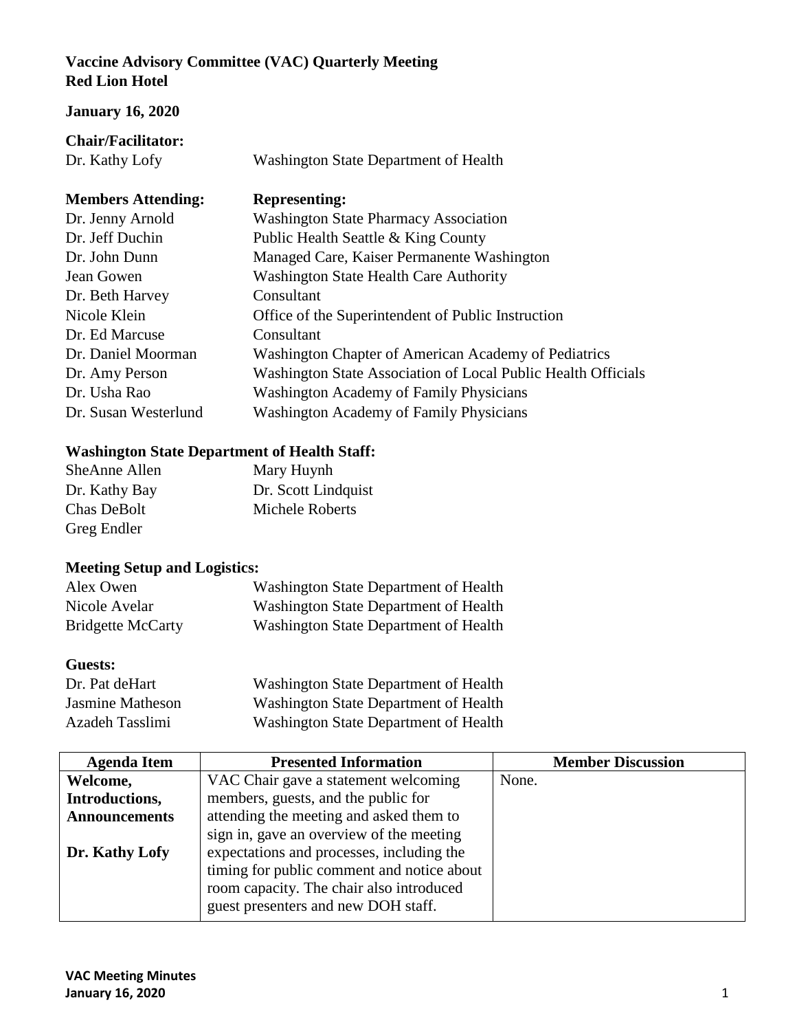**Vaccine Advisory Committee (VAC) Quarterly Meeting**
**Red Lion Hotel**

**January 16, 2020**

**Chair/Facilitator:**

| | |
|---|---|
| Dr. Kathy Lofy | Washington State Department of Health |

| **Members Attending:** | **Representing:** |
|---|---|
| Dr. Jenny Arnold | Washington State Pharmacy Association |
| Dr. Jeff Duchin | Public Health Seattle & King County |
| Dr. John Dunn | Managed Care, Kaiser Permanente Washington |
| Jean Gowen | Washington State Health Care Authority |
| Dr. Beth Harvey | Consultant |
| Nicole Klein | Office of the Superintendent of Public Instruction |
| Dr. Ed Marcuse | Consultant |
| Dr. Daniel Moorman | Washington Chapter of American Academy of Pediatrics |
| Dr. Amy Person | Washington State Association of Local Public Health Officials |
| Dr. Usha Rao | Washington Academy of Family Physicians |
| Dr. Susan Westerlund | Washington Academy of Family Physicians |

**Washington State Department of Health Staff:**

| | |
|---|---|
| SheAnne Allen | Mary Huynh |
| Dr. Kathy Bay | Dr. Scott Lindquist |
| Chas DeBolt | Michele Roberts |
| Greg Endler | |

**Meeting Setup and Logistics:**

| | |
|---|---|
| Alex Owen | Washington State Department of Health |
| Nicole Avelar | Washington State Department of Health |
| Bridgette McCarty | Washington State Department of Health |

**Guests:**

| | |
|---|---|
| Dr. Pat deHart | Washington State Department of Health |
| Jasmine Matheson | Washington State Department of Health |
| Azadeh Tasslimi | Washington State Department of Health |

| Agenda Item | Presented Information | Member Discussion |
|---|---|---|
| **Welcome, Introductions, Announcements**<br><br>**Dr. Kathy Lofy** | VAC Chair gave a statement welcoming members, guests, and the public for attending the meeting and asked them to sign in, gave an overview of the meeting expectations and processes, including the timing for public comment and notice about room capacity. The chair also introduced guest presenters and new DOH staff. | None. |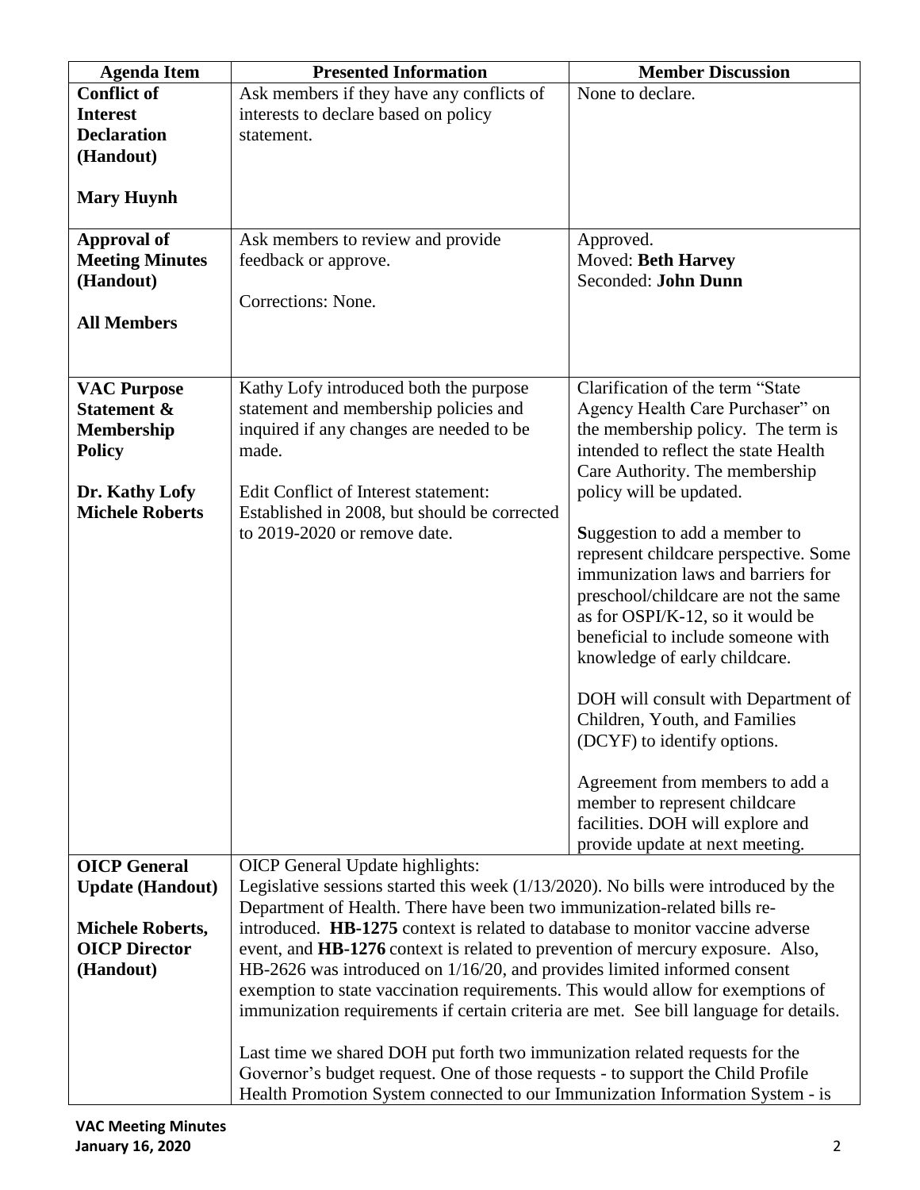| Agenda Item | Presented Information | Member Discussion |
|---|---|---|
| **Conflict of Interest Declaration (Handout)**<br><br>**Mary Huynh** | Ask members if they have any conflicts of interests to declare based on policy statement. | None to declare. |
| **Approval of Meeting Minutes (Handout)**<br><br>**All Members** | Ask members to review and provide feedback or approve.<br><br>Corrections: None. | Approved.<br>Moved: **Beth Harvey**<br>Seconded: **John Dunn** |
| **VAC Purpose Statement & Membership Policy**<br><br>**Dr. Kathy Lofy**<br>**Michele Roberts** | Kathy Lofy introduced both the purpose statement and membership policies and inquired if any changes are needed to be made.<br><br>Edit Conflict of Interest statement: Established in 2008, but should be corrected to 2019-2020 or remove date. | Clarification of the term "State Agency Health Care Purchaser" on the membership policy. The term is intended to reflect the state Health Care Authority. The membership policy will be updated.<br><br>**S**uggestion to add a member to represent childcare perspective. Some immunization laws and barriers for preschool/childcare are not the same as for OSPI/K-12, so it would be beneficial to include someone with knowledge of early childcare.<br><br>DOH will consult with Department of Children, Youth, and Families (DCYF) to identify options.<br><br>Agreement from members to add a member to represent childcare facilities. DOH will explore and provide update at next meeting. |
| **OICP General Update (Handout)**<br><br>**Michele Roberts, OICP Director (Handout)** | OICP General Update highlights:<br>Legislative sessions started this week (1/13/2020). No bills were introduced by the Department of Health. There have been two immunization-related bills re-introduced. **HB-1275** context is related to database to monitor vaccine adverse event, and **HB-1276** context is related to prevention of mercury exposure. Also, HB-2626 was introduced on 1/16/20, and provides limited informed consent exemption to state vaccination requirements. This would allow for exemptions of immunization requirements if certain criteria are met. See bill language for details.<br><br>Last time we shared DOH put forth two immunization related requests for the Governor's budget request. One of those requests - to support the Child Profile Health Promotion System connected to our Immunization Information System - is | |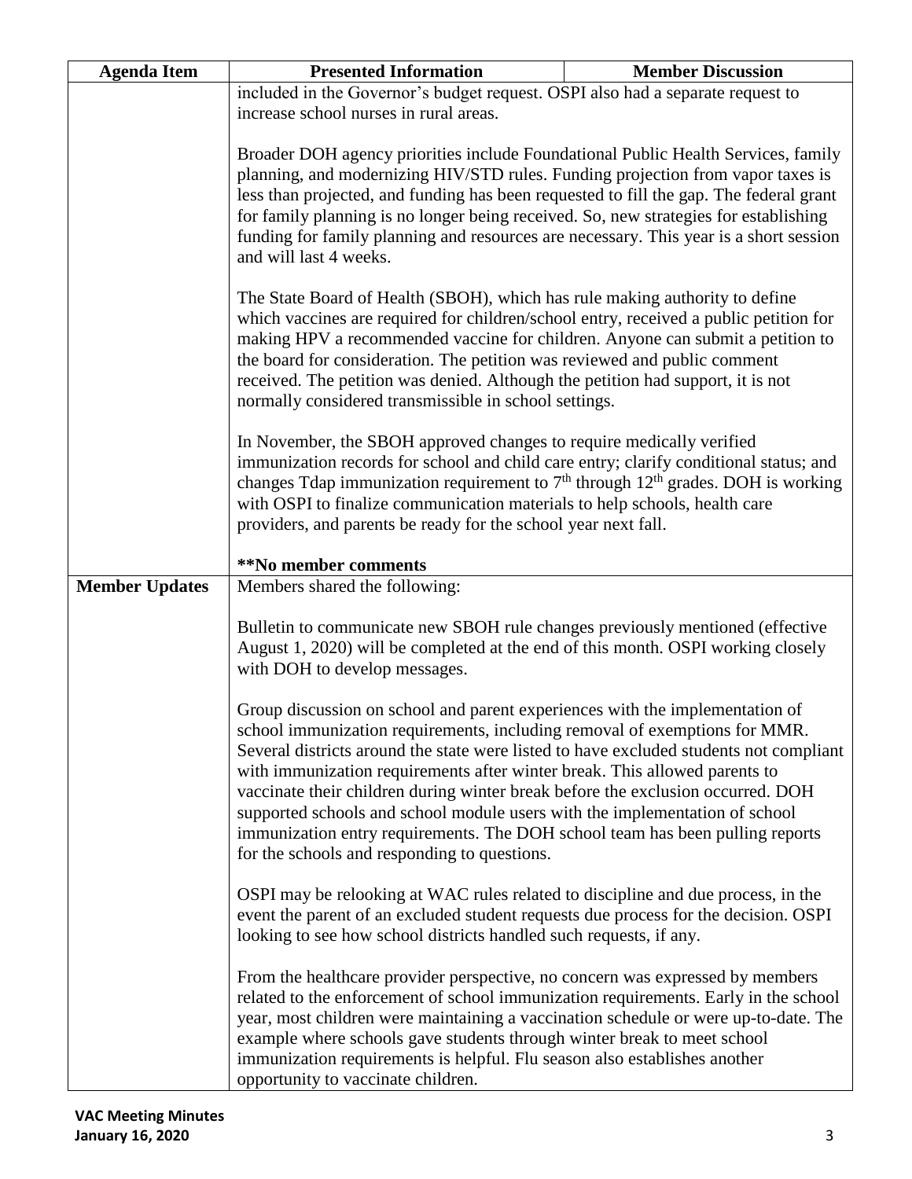| Agenda Item | Presented Information | Member Discussion |
|---|---|---|
| | included in the Governor's budget request. OSPI also had a separate request to increase school nurses in rural areas.<br><br>Broader DOH agency priorities include Foundational Public Health Services, family planning, and modernizing HIV/STD rules. Funding projection from vapor taxes is less than projected, and funding has been requested to fill the gap. The federal grant for family planning is no longer being received. So, new strategies for establishing funding for family planning and resources are necessary. This year is a short session and will last 4 weeks.<br><br>The State Board of Health (SBOH), which has rule making authority to define which vaccines are required for children/school entry, received a public petition for making HPV a recommended vaccine for children. Anyone can submit a petition to the board for consideration. The petition was reviewed and public comment received. The petition was denied. Although the petition had support, it is not normally considered transmissible in school settings.<br><br>In November, the SBOH approved changes to require medically verified immunization records for school and child care entry; clarify conditional status; and changes Tdap immunization requirement to 7th through 12th grades. DOH is working with OSPI to finalize communication materials to help schools, health care providers, and parents be ready for the school year next fall.<br><br>**\*\*No member comments** | |
| **Member Updates** | Members shared the following:<br><br>Bulletin to communicate new SBOH rule changes previously mentioned (effective August 1, 2020) will be completed at the end of this month. OSPI working closely with DOH to develop messages.<br><br>Group discussion on school and parent experiences with the implementation of school immunization requirements, including removal of exemptions for MMR. Several districts around the state were listed to have excluded students not compliant with immunization requirements after winter break. This allowed parents to vaccinate their children during winter break before the exclusion occurred. DOH supported schools and school module users with the implementation of school immunization entry requirements. The DOH school team has been pulling reports for the schools and responding to questions.<br><br>OSPI may be relooking at WAC rules related to discipline and due process, in the event the parent of an excluded student requests due process for the decision. OSPI looking to see how school districts handled such requests, if any.<br><br>From the healthcare provider perspective, no concern was expressed by members related to the enforcement of school immunization requirements. Early in the school year, most children were maintaining a vaccination schedule or were up-to-date. The example where schools gave students through winter break to meet school immunization requirements is helpful. Flu season also establishes another opportunity to vaccinate children. | |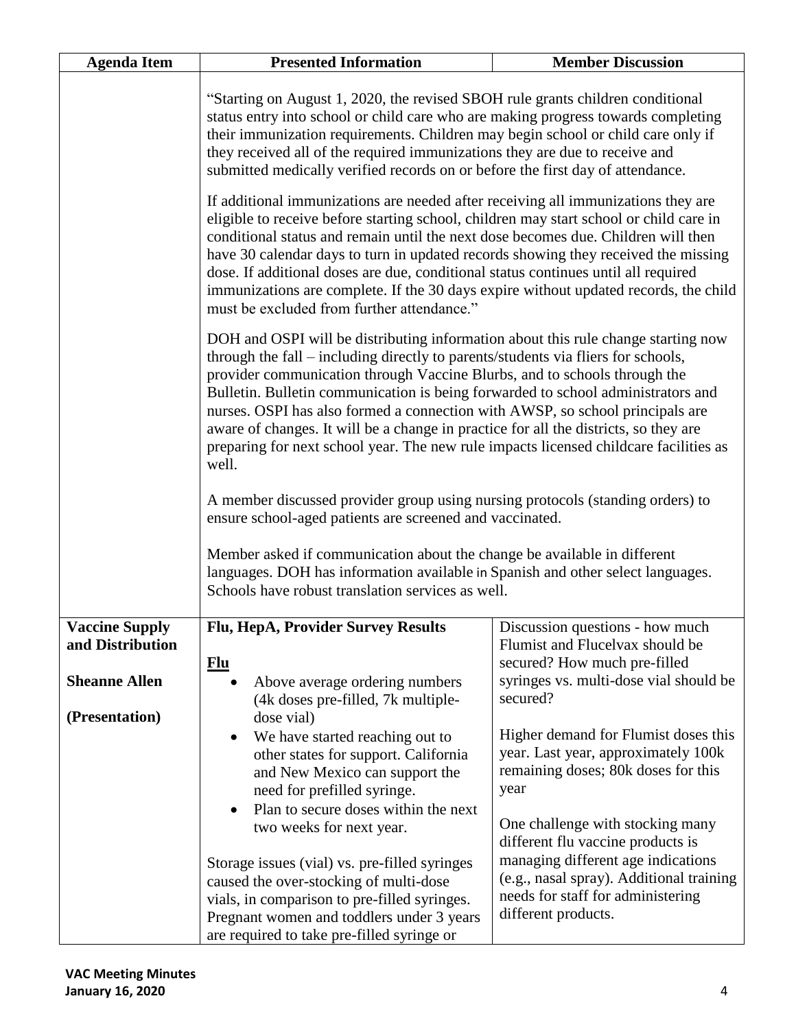| Agenda Item | Presented Information | Member Discussion |
|---|---|---|
| | "Starting on August 1, 2020, the revised SBOH rule grants children conditional status entry into school or child care who are making progress towards completing their immunization requirements. Children may begin school or child care only if they received all of the required immunizations they are due to receive and submitted medically verified records on or before the first day of attendance.<br><br>If additional immunizations are needed after receiving all immunizations they are eligible to receive before starting school, children may start school or child care in conditional status and remain until the next dose becomes due. Children will then have 30 calendar days to turn in updated records showing they received the missing dose. If additional doses are due, conditional status continues until all required immunizations are complete. If the 30 days expire without updated records, the child must be excluded from further attendance."<br><br>DOH and OSPI will be distributing information about this rule change starting now through the fall – including directly to parents/students via fliers for schools, provider communication through Vaccine Blurbs, and to schools through the Bulletin. Bulletin communication is being forwarded to school administrators and nurses. OSPI has also formed a connection with AWSP, so school principals are aware of changes. It will be a change in practice for all the districts, so they are preparing for next school year. The new rule impacts licensed childcare facilities as well.<br><br>A member discussed provider group using nursing protocols (standing orders) to ensure school-aged patients are screened and vaccinated.<br><br>Member asked if communication about the change be available in different languages. DOH has information available in Spanish and other select languages. Schools have robust translation services as well. | |
| **Vaccine Supply and Distribution**<br><br>**Sheanne Allen**<br><br>**(Presentation)** | **Flu, HepA, Provider Survey Results**<br><br>**Flu**<br>• Above average ordering numbers (4k doses pre-filled, 7k multiple-dose vial)<br>• We have started reaching out to other states for support. California and New Mexico can support the need for prefilled syringe.<br>• Plan to secure doses within the next two weeks for next year.<br><br>Storage issues (vial) vs. pre-filled syringes caused the over-stocking of multi-dose vials, in comparison to pre-filled syringes. Pregnant women and toddlers under 3 years are required to take pre-filled syringe or | Discussion questions - how much Flumist and Flucelvax should be secured? How much pre-filled syringes vs. multi-dose vial should be secured?<br><br>Higher demand for Flumist doses this year. Last year, approximately 100k remaining doses; 80k doses for this year<br><br>One challenge with stocking many different flu vaccine products is managing different age indications (e.g., nasal spray). Additional training needs for staff for administering different products. |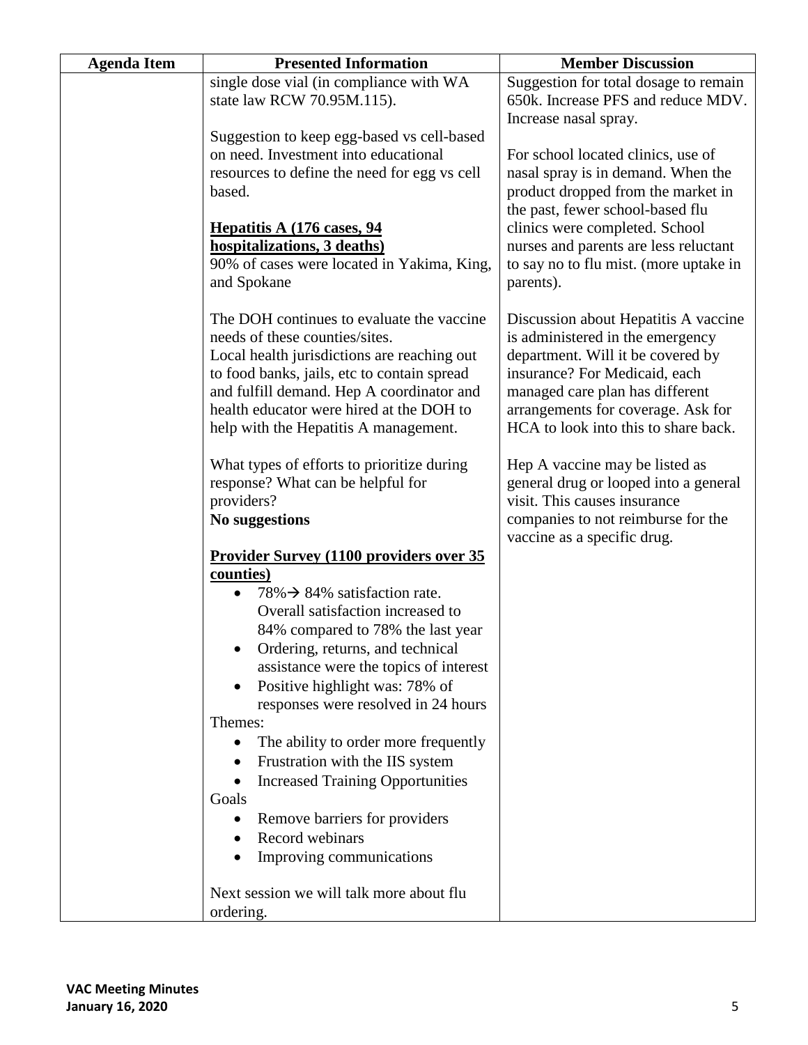| Agenda Item | Presented Information | Member Discussion |
|---|---|---|
| | single dose vial (in compliance with WA state law RCW 70.95M.115).<br><br>Suggestion to keep egg-based vs cell-based on need. Investment into educational resources to define the need for egg vs cell based.<br><br>**Hepatitis A (176 cases, 94 hospitalizations, 3 deaths)**<br>90% of cases were located in Yakima, King, and Spokane<br><br>The DOH continues to evaluate the vaccine needs of these counties/sites.<br>Local health jurisdictions are reaching out to food banks, jails, etc to contain spread and fulfill demand. Hep A coordinator and health educator were hired at the DOH to help with the Hepatitis A management.<br><br>What types of efforts to prioritize during response? What can be helpful for providers?<br>**No suggestions**<br><br>**Provider Survey (1100 providers over 35 counties)**<br>• 78%→ 84% satisfaction rate. Overall satisfaction increased to 84% compared to 78% the last year<br>• Ordering, returns, and technical assistance were the topics of interest<br>• Positive highlight was: 78% of responses were resolved in 24 hours<br>Themes:<br>• The ability to order more frequently<br>• Frustration with the IIS system<br>• Increased Training Opportunities<br>Goals<br>• Remove barriers for providers<br>• Record webinars<br>• Improving communications<br><br>Next session we will talk more about flu ordering. | Suggestion for total dosage to remain 650k. Increase PFS and reduce MDV. Increase nasal spray.<br><br>For school located clinics, use of nasal spray is in demand. When the product dropped from the market in the past, fewer school-based flu clinics were completed. School nurses and parents are less reluctant to say no to flu mist. (more uptake in parents).<br><br>Discussion about Hepatitis A vaccine is administered in the emergency department. Will it be covered by insurance? For Medicaid, each managed care plan has different arrangements for coverage. Ask for HCA to look into this to share back.<br><br>Hep A vaccine may be listed as general drug or looped into a general visit. This causes insurance companies to not reimburse for the vaccine as a specific drug. |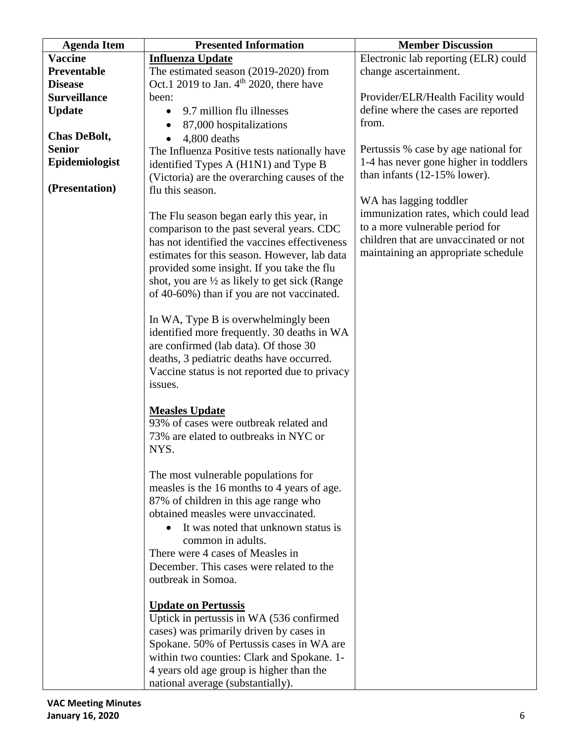| Agenda Item | Presented Information | Member Discussion |
|---|---|---|
| **Vaccine Preventable Disease Surveillance Update**<br><br>**Chas DeBolt, Senior Epidemiologist**<br><br>**(Presentation)** | **<u>Influenza Update</u>**<br>The estimated season (2019-2020) from Oct.1 2019 to Jan. 4th 2020, there have been:<br>• 9.7 million flu illnesses<br>• 87,000 hospitalizations<br>• 4,800 deaths<br>The Influenza Positive tests nationally have identified Types A (H1N1) and Type B (Victoria) are the overarching causes of the flu this season.<br><br>The Flu season began early this year, in comparison to the past several years. CDC has not identified the vaccines effectiveness estimates for this season. However, lab data provided some insight. If you take the flu shot, you are ½ as likely to get sick (Range of 40-60%) than if you are not vaccinated.<br><br>In WA, Type B is overwhelmingly been identified more frequently. 30 deaths in WA are confirmed (lab data). Of those 30 deaths, 3 pediatric deaths have occurred. Vaccine status is not reported due to privacy issues.<br><br>**<u>Measles Update</u>**<br>93% of cases were outbreak related and 73% are elated to outbreaks in NYC or NYS.<br><br>The most vulnerable populations for measles is the 16 months to 4 years of age. 87% of children in this age range who obtained measles were unvaccinated.<br>• It was noted that unknown status is common in adults.<br>There were 4 cases of Measles in December. This cases were related to the outbreak in Somoa.<br><br>**<u>Update on Pertussis</u>**<br>Uptick in pertussis in WA (536 confirmed cases) was primarily driven by cases in Spokane. 50% of Pertussis cases in WA are within two counties: Clark and Spokane. 1-4 years old age group is higher than the national average (substantially). | Electronic lab reporting (ELR) could change ascertainment.<br><br>Provider/ELR/Health Facility would define where the cases are reported from.<br><br>Pertussis % case by age national for 1-4 has never gone higher in toddlers than infants (12-15% lower).<br><br>WA has lagging toddler immunization rates, which could lead to a more vulnerable period for children that are unvaccinated or not maintaining an appropriate schedule |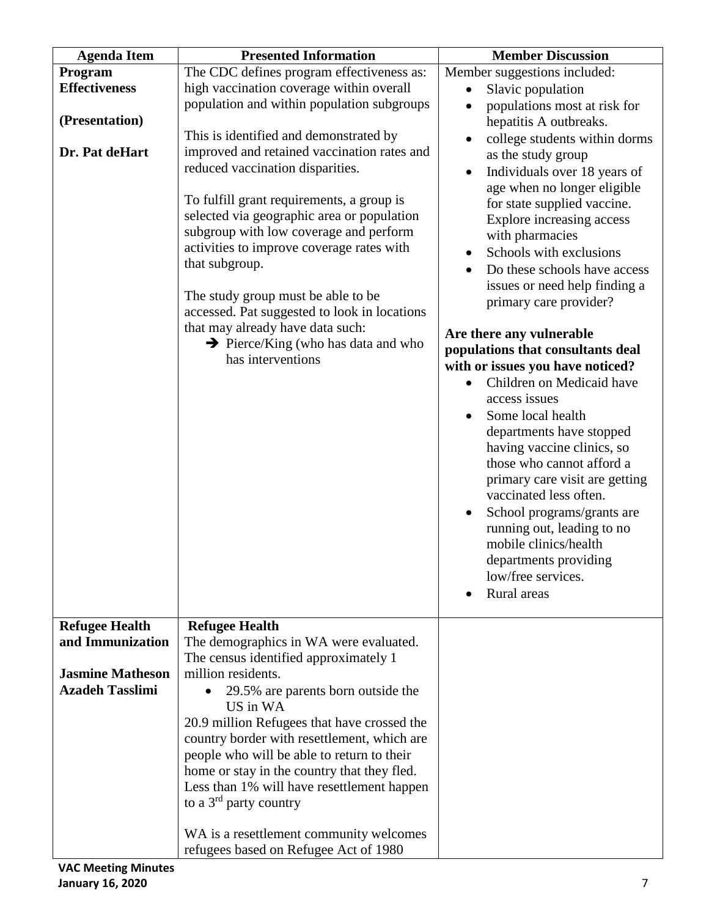| Agenda Item | Presented Information | Member Discussion |
|---|---|---|
| **Program Effectiveness**<br><br>**(Presentation)**<br><br>**Dr. Pat deHart** | The CDC defines program effectiveness as: high vaccination coverage within overall population and within population subgroups<br><br>This is identified and demonstrated by improved and retained vaccination rates and reduced vaccination disparities.<br><br>To fulfill grant requirements, a group is selected via geographic area or population subgroup with low coverage and perform activities to improve coverage rates with that subgroup.<br><br>The study group must be able to be accessed. Pat suggested to look in locations that may already have data such:<br>➔ Pierce/King (who has data and who has interventions | Member suggestions included:<br>• Slavic population<br>• populations most at risk for hepatitis A outbreaks.<br>• college students within dorms as the study group<br>• Individuals over 18 years of age when no longer eligible for state supplied vaccine. Explore increasing access with pharmacies<br>• Schools with exclusions<br>• Do these schools have access issues or need help finding a primary care provider?<br><br>**Are there any vulnerable populations that consultants deal with or issues you have noticed?**<br>• Children on Medicaid have access issues<br>• Some local health departments have stopped having vaccine clinics, so those who cannot afford a primary care visit are getting vaccinated less often.<br>• School programs/grants are running out, leading to no mobile clinics/health departments providing low/free services.<br>• Rural areas |
| **Refugee Health and Immunization**<br><br>**Jasmine Matheson**<br>**Azadeh Tasslimi** | **Refugee Health**<br>The demographics in WA were evaluated. The census identified approximately 1 million residents.<br>• 29.5% are parents born outside the US in WA<br>20.9 million Refugees that have crossed the country border with resettlement, which are people who will be able to return to their home or stay in the country that they fled. Less than 1% will have resettlement happen to a 3rd party country<br><br>WA is a resettlement community welcomes refugees based on Refugee Act of 1980 | |

**VAC Meeting Minutes**
**January 16, 2020**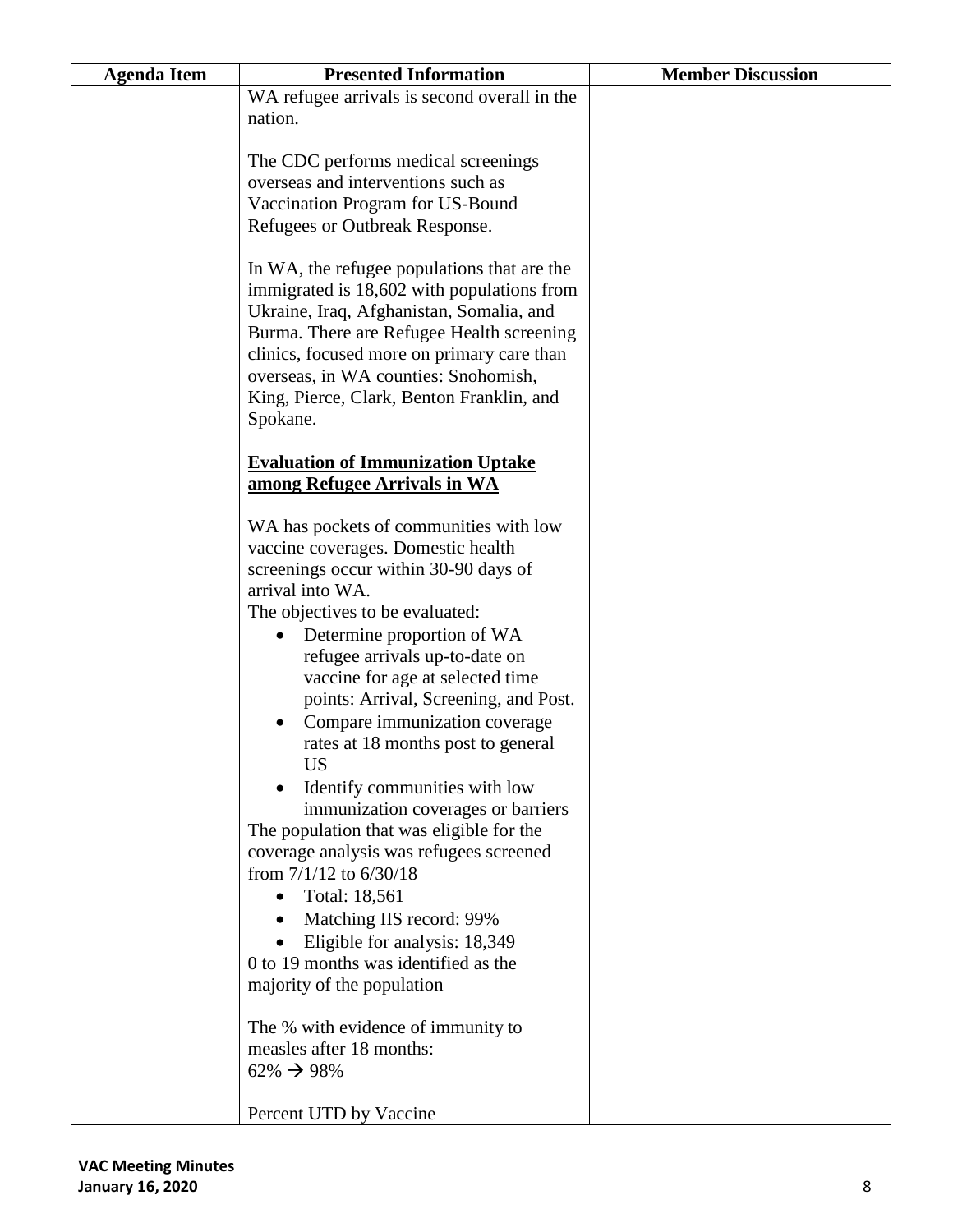| Agenda Item | Presented Information | Member Discussion |
| --- | --- | --- |
| | WA refugee arrivals is second overall in the nation.<br><br>The CDC performs medical screenings overseas and interventions such as Vaccination Program for US-Bound Refugees or Outbreak Response.<br><br>In WA, the refugee populations that are the immigrated is 18,602 with populations from Ukraine, Iraq, Afghanistan, Somalia, and Burma. There are Refugee Health screening clinics, focused more on primary care than overseas, in WA counties: Snohomish, King, Pierce, Clark, Benton Franklin, and Spokane.<br><br>**<u>Evaluation of Immunization Uptake among Refugee Arrivals in WA</u>**<br><br>WA has pockets of communities with low vaccine coverages. Domestic health screenings occur within 30-90 days of arrival into WA.<br>The objectives to be evaluated:<br>• Determine proportion of WA refugee arrivals up-to-date on vaccine for age at selected time points: Arrival, Screening, and Post.<br>• Compare immunization coverage rates at 18 months post to general US<br>• Identify communities with low immunization coverages or barriers<br>The population that was eligible for the coverage analysis was refugees screened from 7/1/12 to 6/30/18<br>• Total: 18,561<br>• Matching IIS record: 99%<br>• Eligible for analysis: 18,349<br>0 to 19 months was identified as the majority of the population<br><br>The % with evidence of immunity to measles after 18 months:<br>62% → 98%<br><br>Percent UTD by Vaccine | |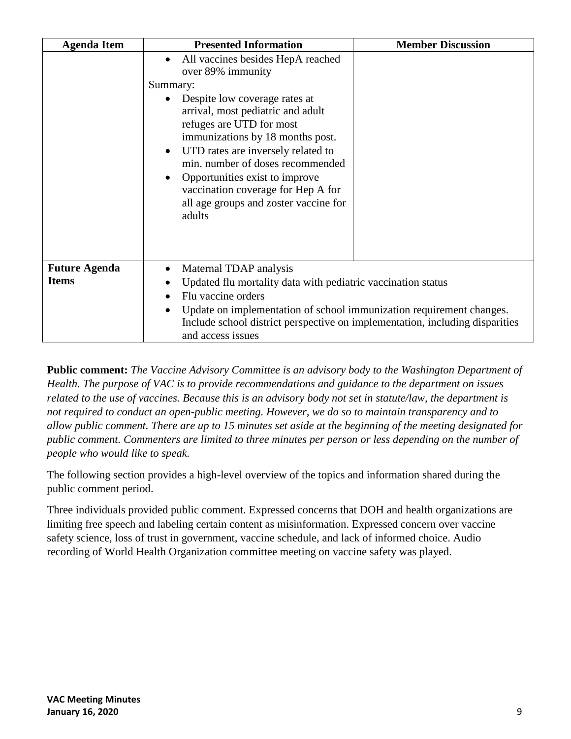| Agenda Item | Presented Information | Member Discussion |
|---|---|---|
| | • All vaccines besides HepA reached over 89% immunity<br>Summary:<br>• Despite low coverage rates at arrival, most pediatric and adult refuges are UTD for most immunizations by 18 months post.<br>• UTD rates are inversely related to min. number of doses recommended<br>• Opportunities exist to improve vaccination coverage for Hep A for all age groups and zoster vaccine for adults | |
| **Future Agenda Items** | • Maternal TDAP analysis<br>• Updated flu mortality data with pediatric vaccination status<br>• Flu vaccine orders<br>• Update on implementation of school immunization requirement changes. Include school district perspective on implementation, including disparities and access issues | |

**Public comment:** *The Vaccine Advisory Committee is an advisory body to the Washington Department of Health. The purpose of VAC is to provide recommendations and guidance to the department on issues related to the use of vaccines. Because this is an advisory body not set in statute/law, the department is not required to conduct an open-public meeting. However, we do so to maintain transparency and to allow public comment. There are up to 15 minutes set aside at the beginning of the meeting designated for public comment. Commenters are limited to three minutes per person or less depending on the number of people who would like to speak.*

The following section provides a high-level overview of the topics and information shared during the public comment period.

Three individuals provided public comment. Expressed concerns that DOH and health organizations are limiting free speech and labeling certain content as misinformation. Expressed concern over vaccine safety science, loss of trust in government, vaccine schedule, and lack of informed choice. Audio recording of World Health Organization committee meeting on vaccine safety was played.